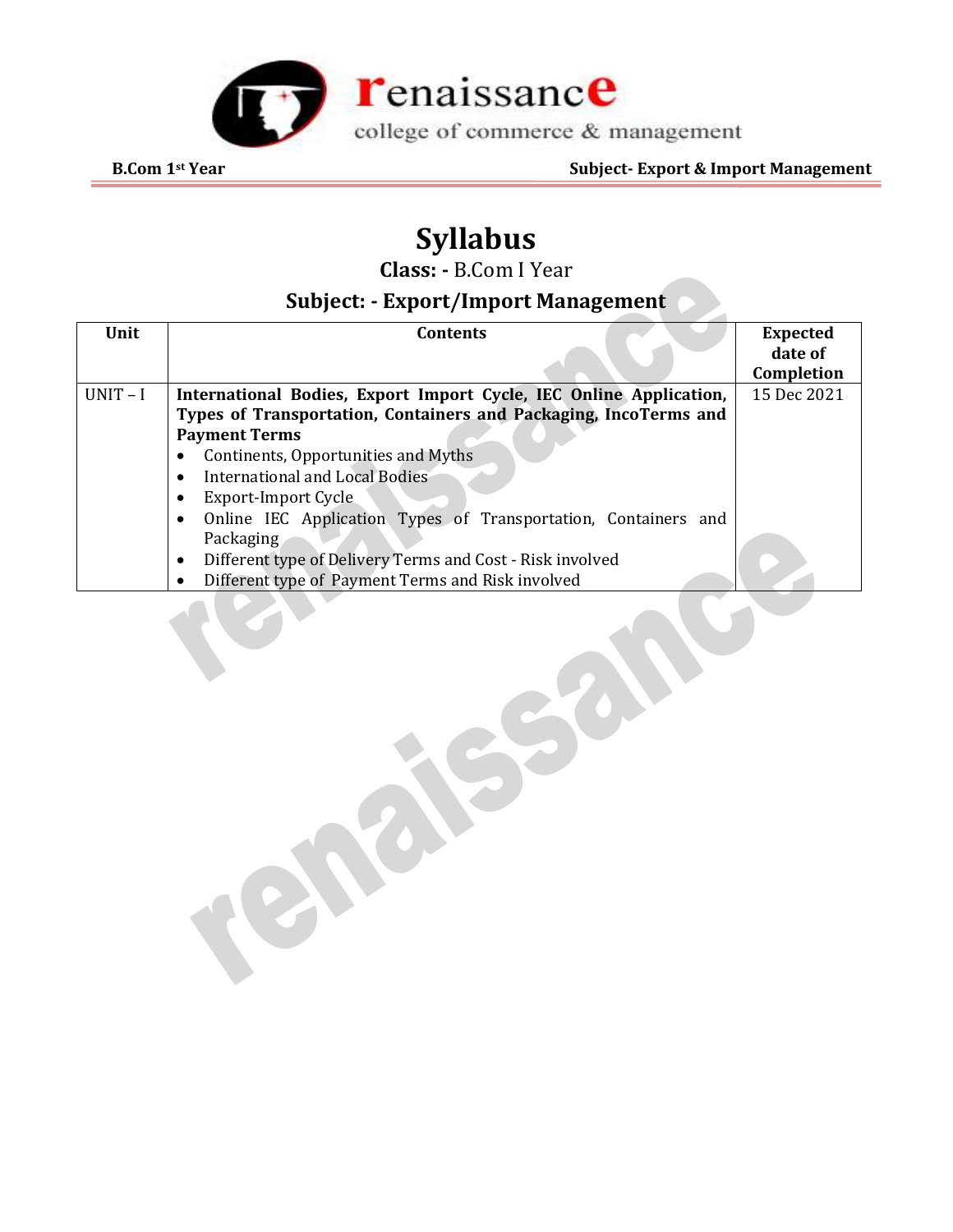# Syllabus

**Class: -** B.Com I Year

## Subject: - Export/Import Management

| Unit | Contents | Expected date of Completion |
|---|---|---|
| UNIT – I | **International Bodies, Export Import Cycle, IEC Online Application, Types of Transportation, Containers and Packaging, IncoTerms and Payment Terms**<br>• Continents, Opportunities and Myths<br>• International and Local Bodies<br>• Export-Import Cycle<br>• Online IEC Application Types of Transportation, Containers and Packaging<br>• Different type of Delivery Terms and Cost - Risk involved<br>• Different type of Payment Terms and Risk involved | 15 Dec 2021 |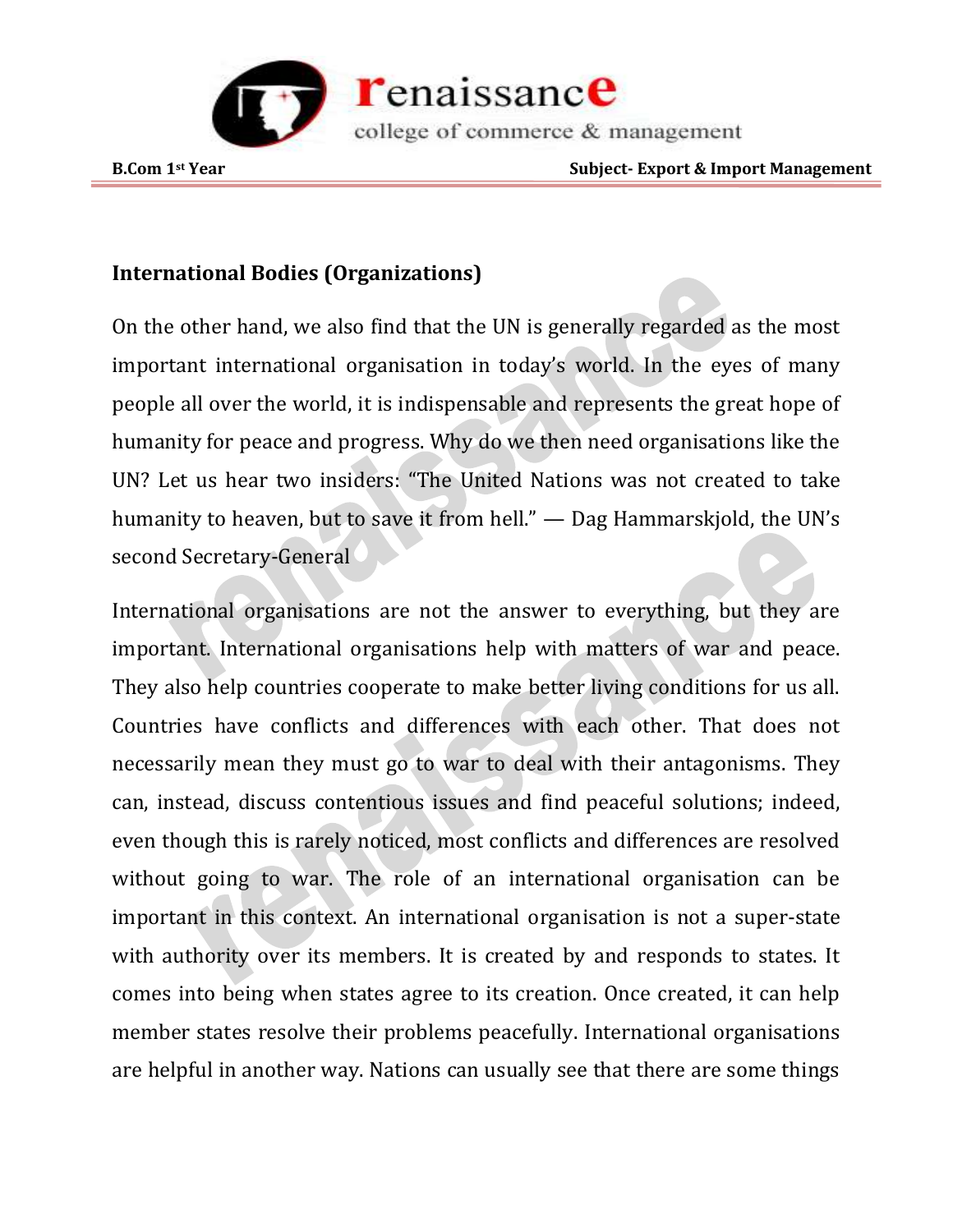## International Bodies (Organizations)

On the other hand, we also find that the UN is generally regarded as the most important international organisation in today's world. In the eyes of many people all over the world, it is indispensable and represents the great hope of humanity for peace and progress. Why do we then need organisations like the UN? Let us hear two insiders: "The United Nations was not created to take humanity to heaven, but to save it from hell." — Dag Hammarskjold, the UN's second Secretary-General

International organisations are not the answer to everything, but they are important. International organisations help with matters of war and peace. They also help countries cooperate to make better living conditions for us all. Countries have conflicts and differences with each other. That does not necessarily mean they must go to war to deal with their antagonisms. They can, instead, discuss contentious issues and find peaceful solutions; indeed, even though this is rarely noticed, most conflicts and differences are resolved without going to war. The role of an international organisation can be important in this context. An international organisation is not a super-state with authority over its members. It is created by and responds to states. It comes into being when states agree to its creation. Once created, it can help member states resolve their problems peacefully. International organisations are helpful in another way. Nations can usually see that there are some things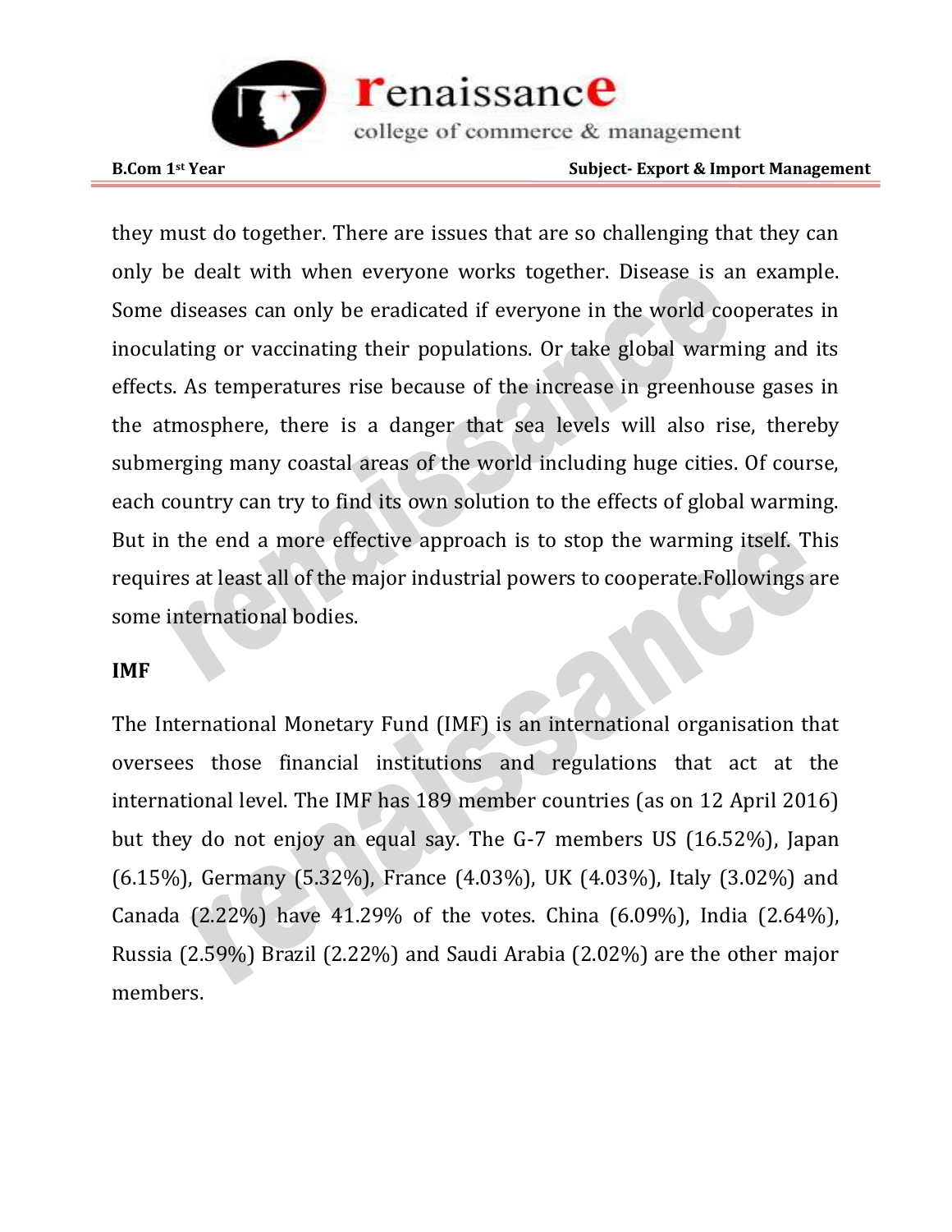they must do together. There are issues that are so challenging that they can only be dealt with when everyone works together. Disease is an example. Some diseases can only be eradicated if everyone in the world cooperates in inoculating or vaccinating their populations. Or take global warming and its effects. As temperatures rise because of the increase in greenhouse gases in the atmosphere, there is a danger that sea levels will also rise, thereby submerging many coastal areas of the world including huge cities. Of course, each country can try to find its own solution to the effects of global warming. But in the end a more effective approach is to stop the warming itself. This requires at least all of the major industrial powers to cooperate.Followings are some international bodies.

**IMF**

The International Monetary Fund (IMF) is an international organisation that oversees those financial institutions and regulations that act at the international level. The IMF has 189 member countries (as on 12 April 2016) but they do not enjoy an equal say. The G-7 members US (16.52%), Japan (6.15%), Germany (5.32%), France (4.03%), UK (4.03%), Italy (3.02%) and Canada (2.22%) have 41.29% of the votes. China (6.09%), India (2.64%), Russia (2.59%) Brazil (2.22%) and Saudi Arabia (2.02%) are the other major members.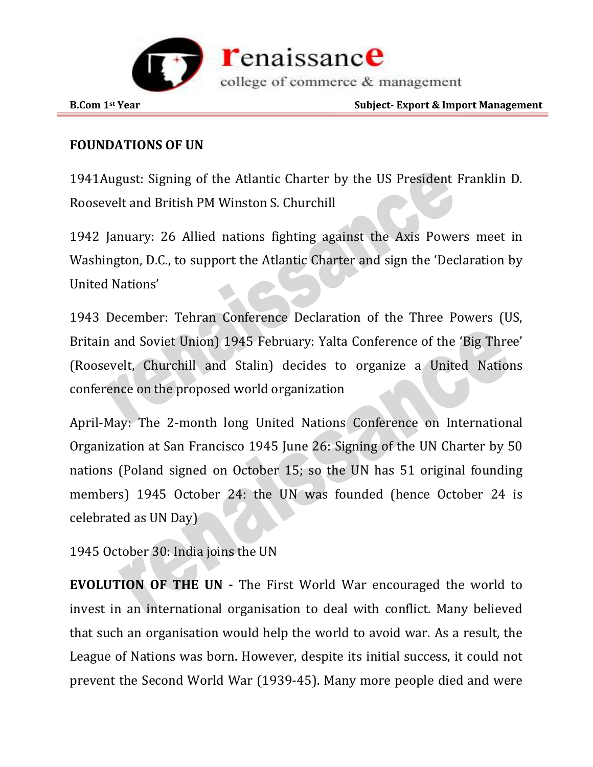## FOUNDATIONS OF UN

1941August: Signing of the Atlantic Charter by the US President Franklin D. Roosevelt and British PM Winston S. Churchill

1942 January: 26 Allied nations fighting against the Axis Powers meet in Washington, D.C., to support the Atlantic Charter and sign the 'Declaration by United Nations'

1943 December: Tehran Conference Declaration of the Three Powers (US, Britain and Soviet Union) 1945 February: Yalta Conference of the 'Big Three' (Roosevelt, Churchill and Stalin) decides to organize a United Nations conference on the proposed world organization

April-May: The 2-month long United Nations Conference on International Organization at San Francisco 1945 June 26: Signing of the UN Charter by 50 nations (Poland signed on October 15; so the UN has 51 original founding members) 1945 October 24: the UN was founded (hence October 24 is celebrated as UN Day)

1945 October 30: India joins the UN

**EVOLUTION OF THE UN -** The First World War encouraged the world to invest in an international organisation to deal with conflict. Many believed that such an organisation would help the world to avoid war. As a result, the League of Nations was born. However, despite its initial success, it could not prevent the Second World War (1939-45). Many more people died and were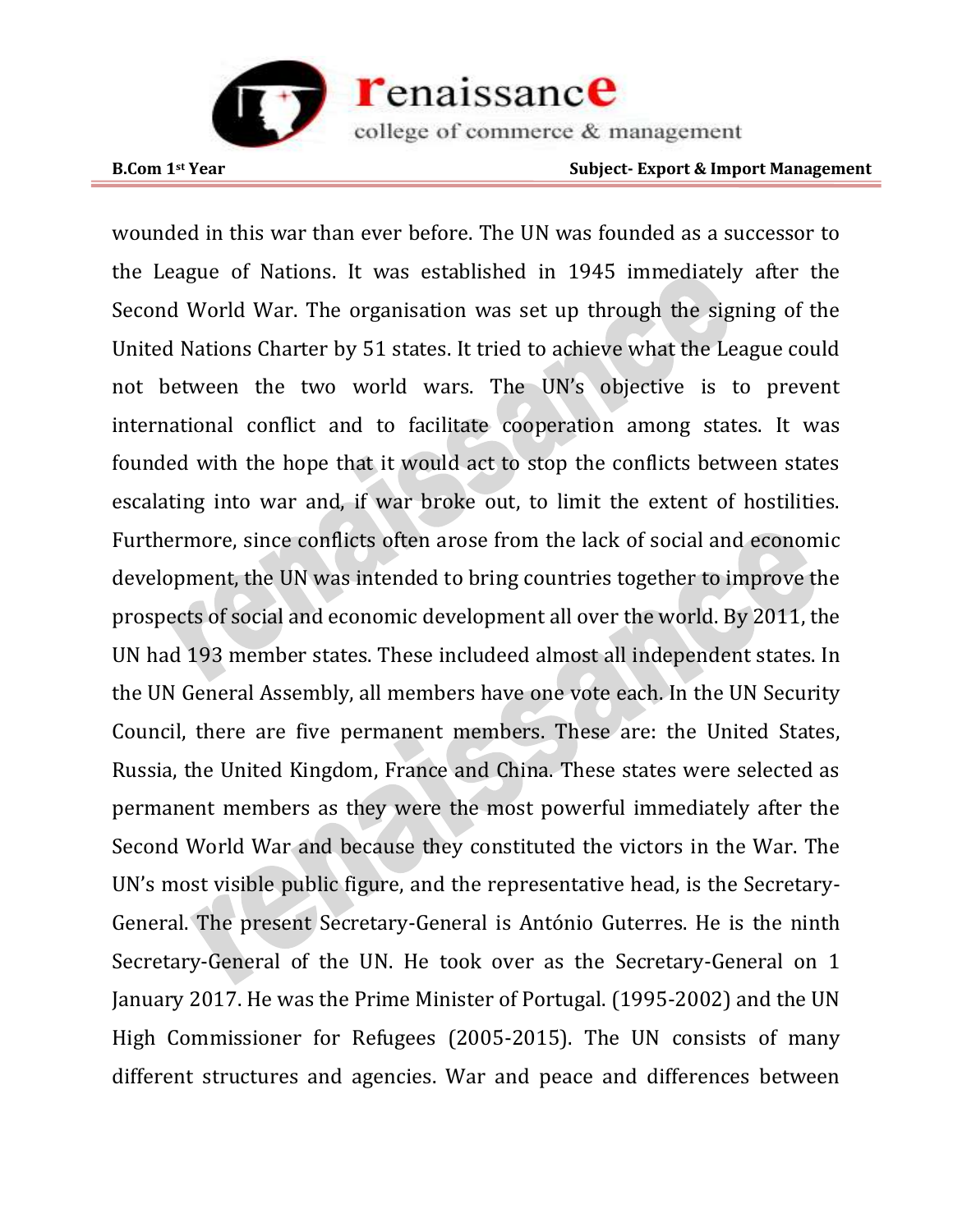wounded in this war than ever before. The UN was founded as a successor to the League of Nations. It was established in 1945 immediately after the Second World War. The organisation was set up through the signing of the United Nations Charter by 51 states. It tried to achieve what the League could not between the two world wars. The UN's objective is to prevent international conflict and to facilitate cooperation among states. It was founded with the hope that it would act to stop the conflicts between states escalating into war and, if war broke out, to limit the extent of hostilities. Furthermore, since conflicts often arose from the lack of social and economic development, the UN was intended to bring countries together to improve the prospects of social and economic development all over the world. By 2011, the UN had 193 member states. These includeed almost all independent states. In the UN General Assembly, all members have one vote each. In the UN Security Council, there are five permanent members. These are: the United States, Russia, the United Kingdom, France and China. These states were selected as permanent members as they were the most powerful immediately after the Second World War and because they constituted the victors in the War. The UN's most visible public figure, and the representative head, is the Secretary-General. The present Secretary-General is António Guterres. He is the ninth Secretary-General of the UN. He took over as the Secretary-General on 1 January 2017. He was the Prime Minister of Portugal. (1995-2002) and the UN High Commissioner for Refugees (2005-2015). The UN consists of many different structures and agencies. War and peace and differences between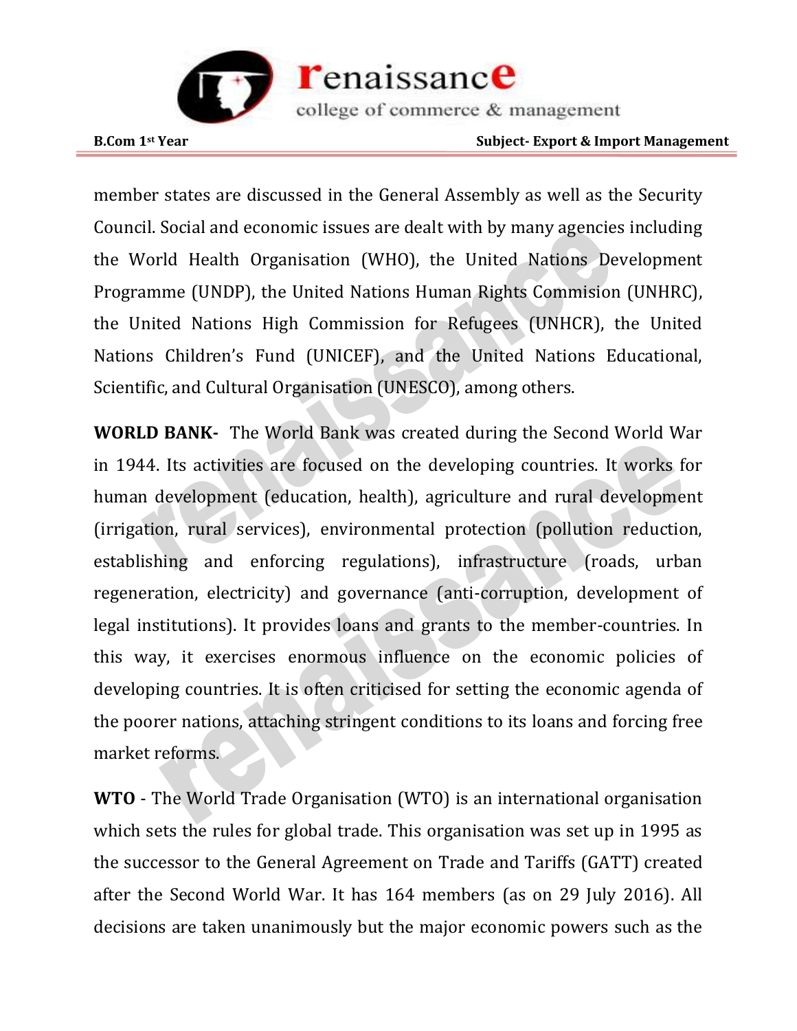member states are discussed in the General Assembly as well as the Security Council. Social and economic issues are dealt with by many agencies including the World Health Organisation (WHO), the United Nations Development Programme (UNDP), the United Nations Human Rights Commision (UNHRC), the United Nations High Commission for Refugees (UNHCR), the United Nations Children's Fund (UNICEF), and the United Nations Educational, Scientific, and Cultural Organisation (UNESCO), among others.

**WORLD BANK-** The World Bank was created during the Second World War in 1944. Its activities are focused on the developing countries. It works for human development (education, health), agriculture and rural development (irrigation, rural services), environmental protection (pollution reduction, establishing and enforcing regulations), infrastructure (roads, urban regeneration, electricity) and governance (anti-corruption, development of legal institutions). It provides loans and grants to the member-countries. In this way, it exercises enormous influence on the economic policies of developing countries. It is often criticised for setting the economic agenda of the poorer nations, attaching stringent conditions to its loans and forcing free market reforms.

**WTO** - The World Trade Organisation (WTO) is an international organisation which sets the rules for global trade. This organisation was set up in 1995 as the successor to the General Agreement on Trade and Tariffs (GATT) created after the Second World War. It has 164 members (as on 29 July 2016). All decisions are taken unanimously but the major economic powers such as the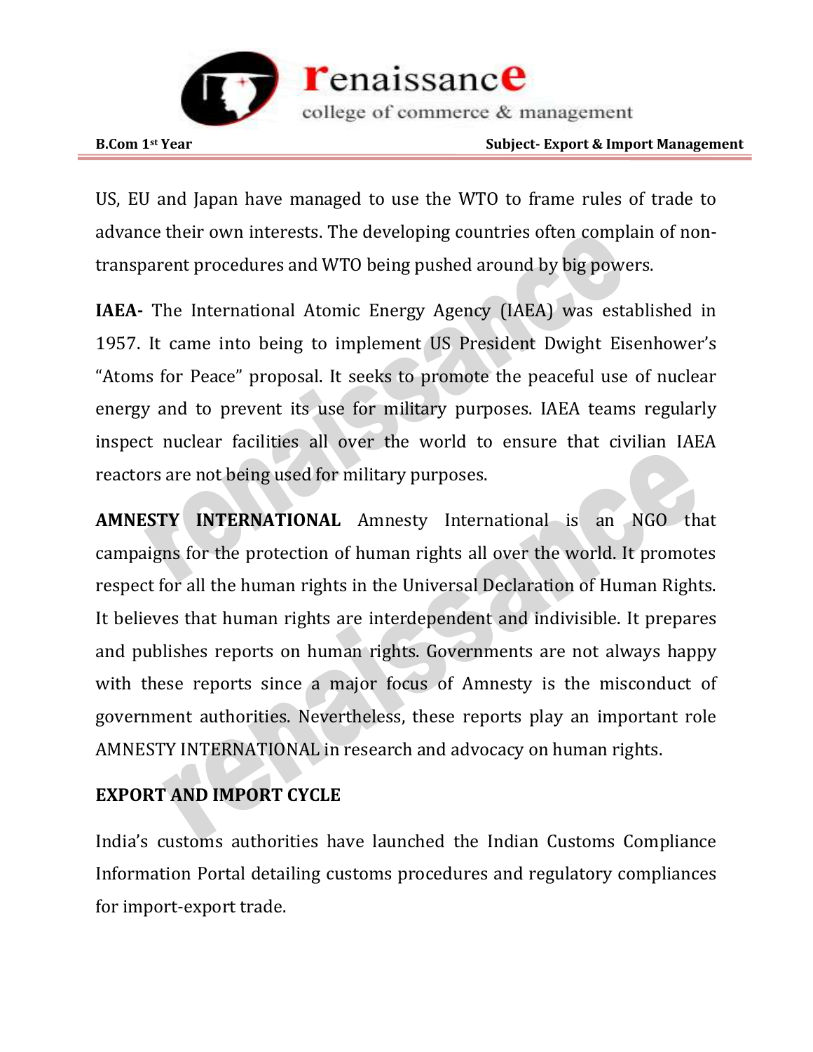US, EU and Japan have managed to use the WTO to frame rules of trade to advance their own interests. The developing countries often complain of non-transparent procedures and WTO being pushed around by big powers.

**IAEA-** The International Atomic Energy Agency (IAEA) was established in 1957. It came into being to implement US President Dwight Eisenhower's "Atoms for Peace" proposal. It seeks to promote the peaceful use of nuclear energy and to prevent its use for military purposes. IAEA teams regularly inspect nuclear facilities all over the world to ensure that civilian IAEA reactors are not being used for military purposes.

**AMNESTY INTERNATIONAL** Amnesty International is an NGO that campaigns for the protection of human rights all over the world. It promotes respect for all the human rights in the Universal Declaration of Human Rights. It believes that human rights are interdependent and indivisible. It prepares and publishes reports on human rights. Governments are not always happy with these reports since a major focus of Amnesty is the misconduct of government authorities. Nevertheless, these reports play an important role AMNESTY INTERNATIONAL in research and advocacy on human rights.

**EXPORT AND IMPORT CYCLE**

India's customs authorities have launched the Indian Customs Compliance Information Portal detailing customs procedures and regulatory compliances for import-export trade.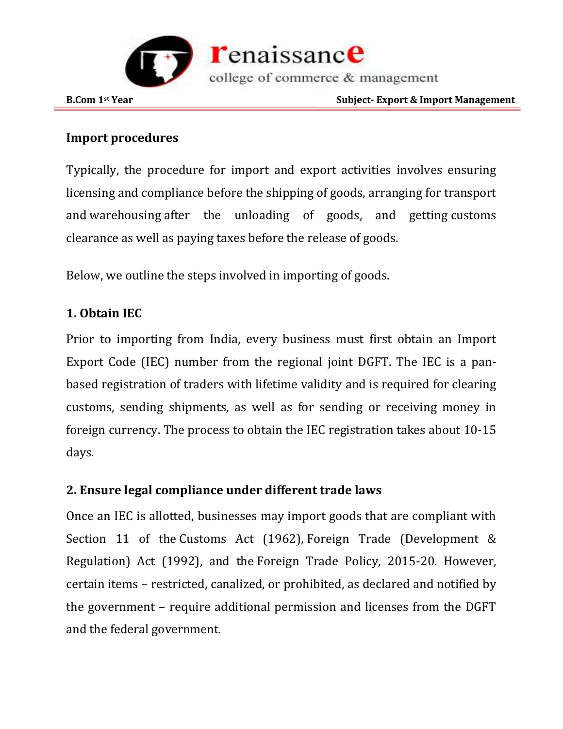## Import procedures

Typically, the procedure for import and export activities involves ensuring licensing and compliance before the shipping of goods, arranging for transport and warehousing after the unloading of goods, and getting customs clearance as well as paying taxes before the release of goods.

Below, we outline the steps involved in importing of goods.

### 1. Obtain IEC

Prior to importing from India, every business must first obtain an Import Export Code (IEC) number from the regional joint DGFT. The IEC is a pan-based registration of traders with lifetime validity and is required for clearing customs, sending shipments, as well as for sending or receiving money in foreign currency. The process to obtain the IEC registration takes about 10-15 days.

### 2. Ensure legal compliance under different trade laws

Once an IEC is allotted, businesses may import goods that are compliant with Section 11 of the Customs Act (1962), Foreign Trade (Development & Regulation) Act (1992), and the Foreign Trade Policy, 2015-20. However, certain items – restricted, canalized, or prohibited, as declared and notified by the government – require additional permission and licenses from the DGFT and the federal government.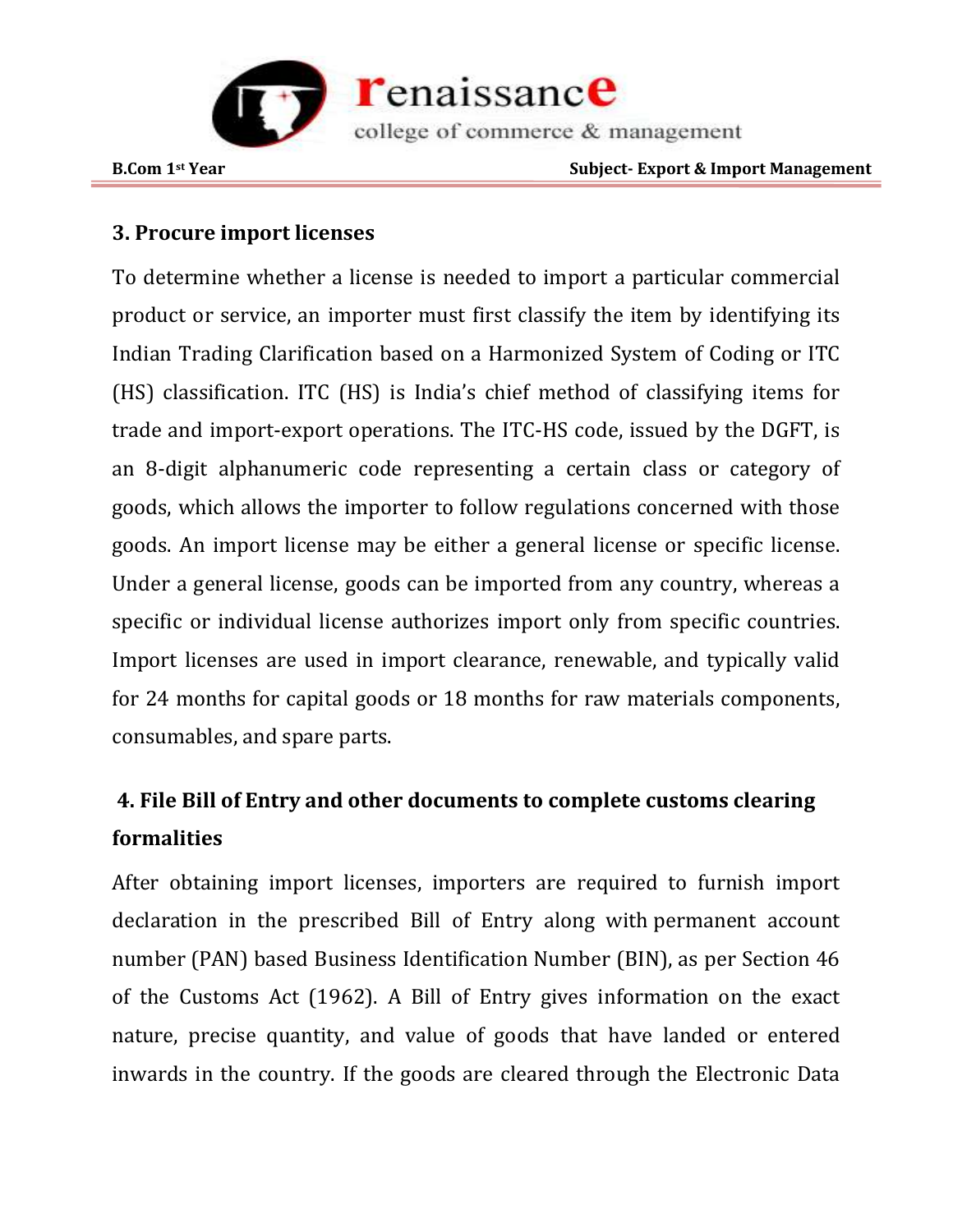### 3. Procure import licenses

To determine whether a license is needed to import a particular commercial product or service, an importer must first classify the item by identifying its Indian Trading Clarification based on a Harmonized System of Coding or ITC (HS) classification. ITC (HS) is India's chief method of classifying items for trade and import-export operations. The ITC-HS code, issued by the DGFT, is an 8-digit alphanumeric code representing a certain class or category of goods, which allows the importer to follow regulations concerned with those goods. An import license may be either a general license or specific license. Under a general license, goods can be imported from any country, whereas a specific or individual license authorizes import only from specific countries. Import licenses are used in import clearance, renewable, and typically valid for 24 months for capital goods or 18 months for raw materials components, consumables, and spare parts.

### 4. File Bill of Entry and other documents to complete customs clearing formalities

After obtaining import licenses, importers are required to furnish import declaration in the prescribed Bill of Entry along with permanent account number (PAN) based Business Identification Number (BIN), as per Section 46 of the Customs Act (1962). A Bill of Entry gives information on the exact nature, precise quantity, and value of goods that have landed or entered inwards in the country. If the goods are cleared through the Electronic Data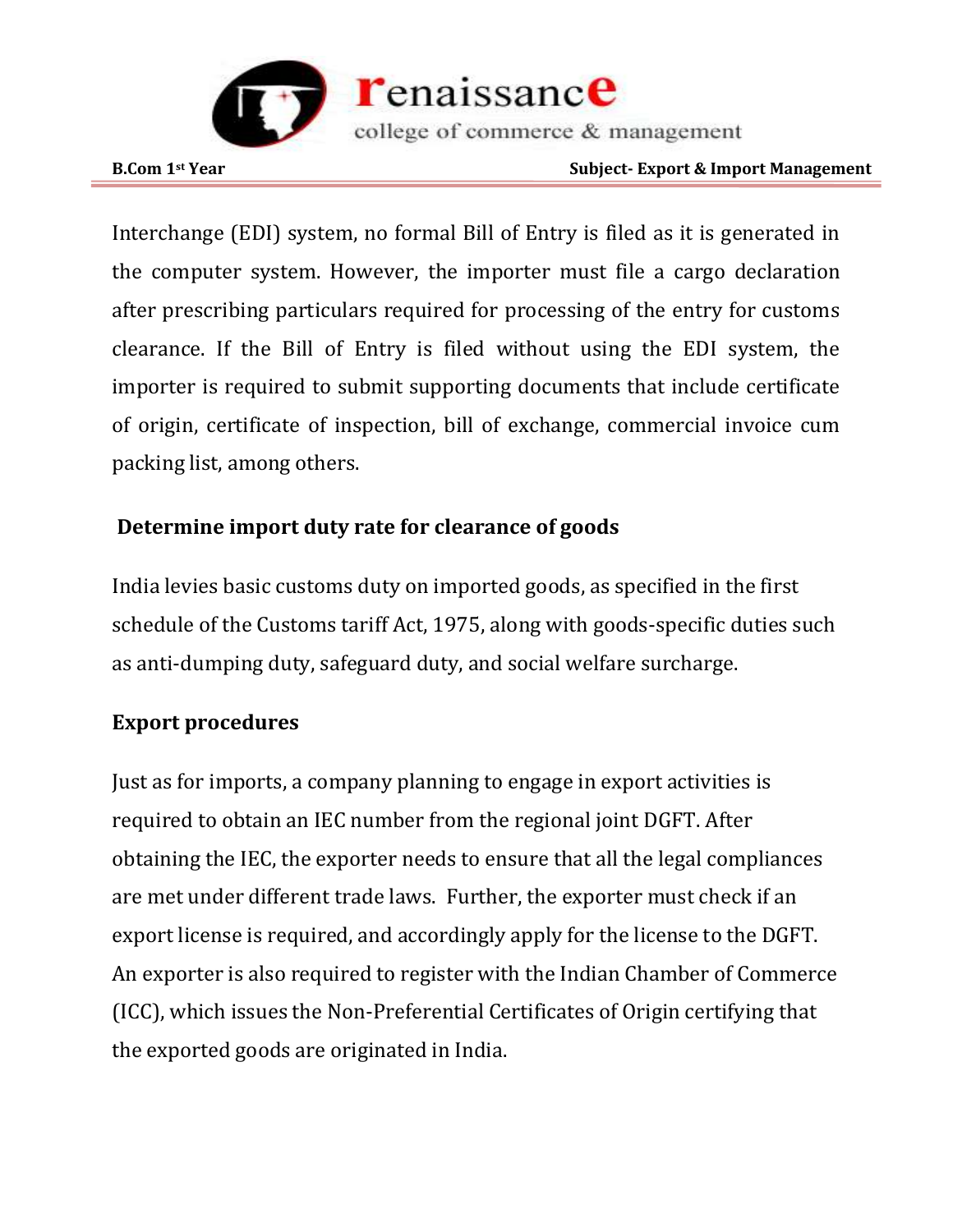Interchange (EDI) system, no formal Bill of Entry is filed as it is generated in the computer system. However, the importer must file a cargo declaration after prescribing particulars required for processing of the entry for customs clearance. If the Bill of Entry is filed without using the EDI system, the importer is required to submit supporting documents that include certificate of origin, certificate of inspection, bill of exchange, commercial invoice cum packing list, among others.

### Determine import duty rate for clearance of goods

India levies basic customs duty on imported goods, as specified in the first schedule of the Customs tariff Act, 1975, along with goods-specific duties such as anti-dumping duty, safeguard duty, and social welfare surcharge.

### Export procedures

Just as for imports, a company planning to engage in export activities is required to obtain an IEC number from the regional joint DGFT. After obtaining the IEC, the exporter needs to ensure that all the legal compliances are met under different trade laws. Further, the exporter must check if an export license is required, and accordingly apply for the license to the DGFT. An exporter is also required to register with the Indian Chamber of Commerce (ICC), which issues the Non-Preferential Certificates of Origin certifying that the exported goods are originated in India.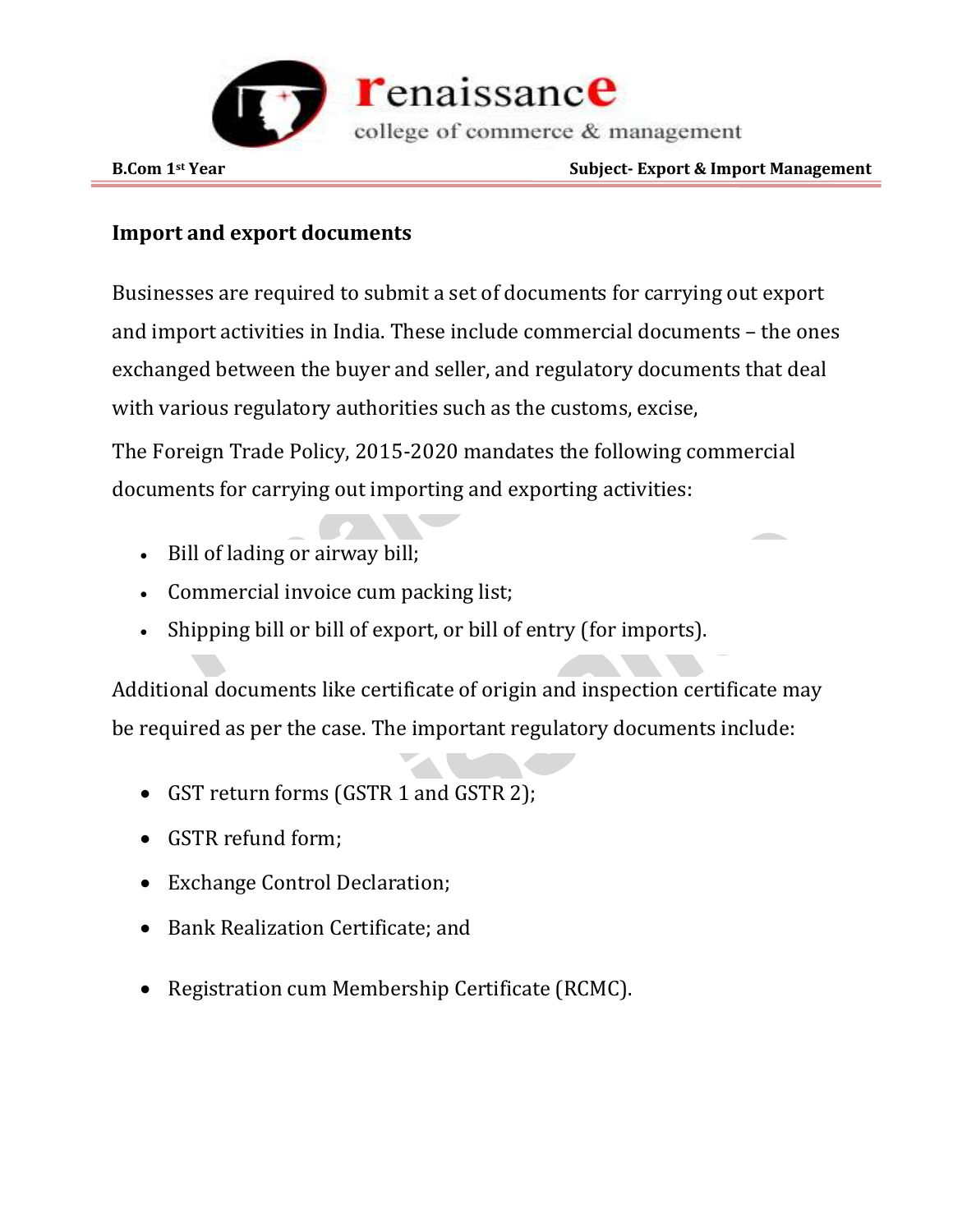## Import and export documents

Businesses are required to submit a set of documents for carrying out export and import activities in India. These include commercial documents – the ones exchanged between the buyer and seller, and regulatory documents that deal with various regulatory authorities such as the customs, excise,

The Foreign Trade Policy, 2015-2020 mandates the following commercial documents for carrying out importing and exporting activities:

- Bill of lading or airway bill;
- Commercial invoice cum packing list;
- Shipping bill or bill of export, or bill of entry (for imports).

Additional documents like certificate of origin and inspection certificate may be required as per the case. The important regulatory documents include:

- GST return forms (GSTR 1 and GSTR 2);
- GSTR refund form;
- Exchange Control Declaration;
- Bank Realization Certificate; and
- Registration cum Membership Certificate (RCMC).